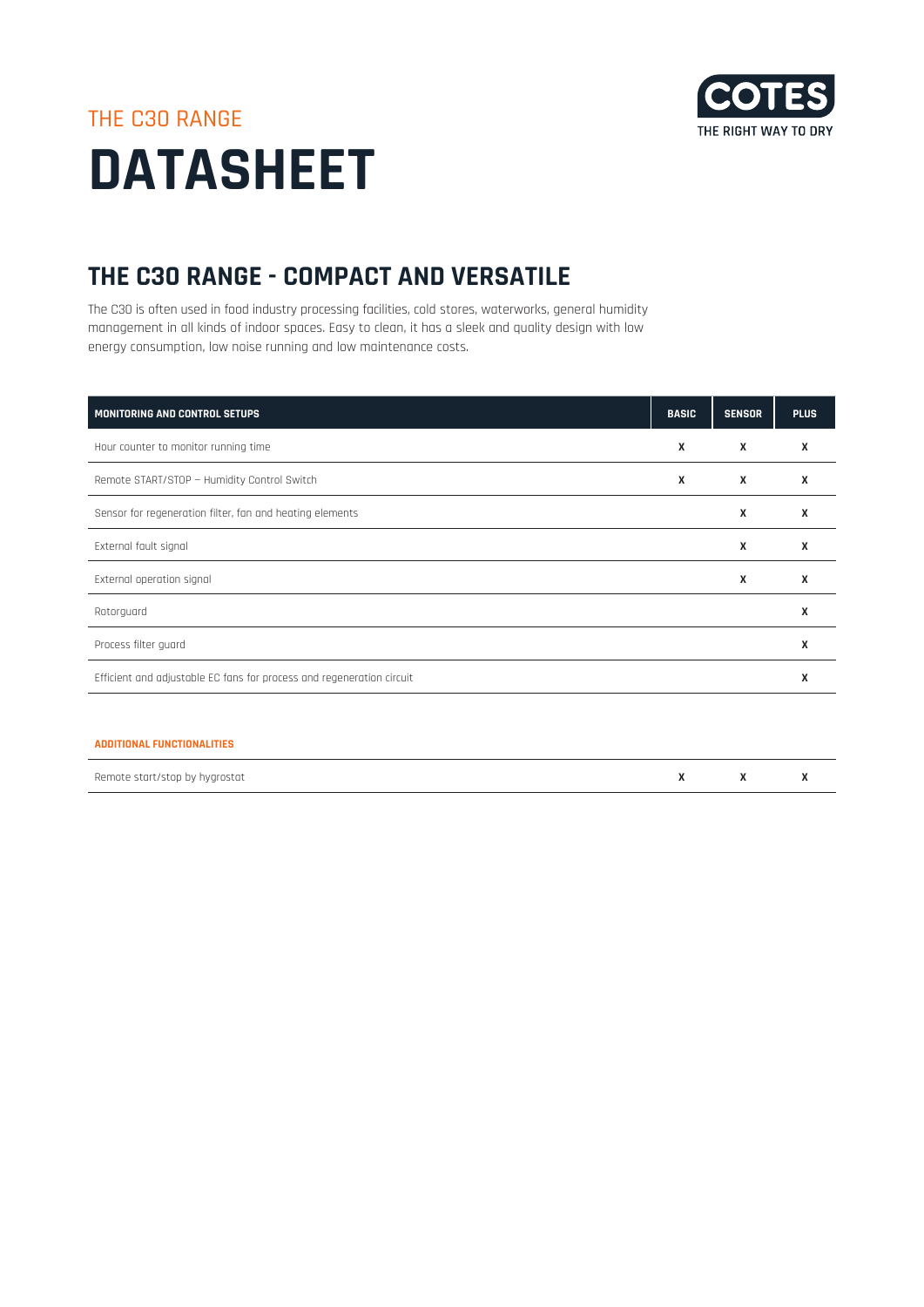THE C30 RANGE

# DATASHEET

COTES
THE RIGHT WAY TO DRY

## THE C30 RANGE - COMPACT AND VERSATILE

The C30 is often used in food industry processing facilities, cold stores, waterworks, general humidity management in all kinds of indoor spaces. Easy to clean, it has a sleek and quality design with low energy consumption, low noise running and low maintenance costs.

| MONITORING AND CONTROL SETUPS | BASIC | SENSOR | PLUS |
|---|---|---|---|
| Hour counter to monitor running time | X | X | X |
| Remote START/STOP – Humidity Control Switch | X | X | X |
| Sensor for regeneration filter, fan and heating elements | | X | X |
| External fault signal | | X | X |
| External operation signal | | X | X |
| Rotorguard | | | X |
| Process filter guard | | | X |
| Efficient and adjustable EC fans for process and regeneration circuit | | | X |
| **ADDITIONAL FUNCTIONALITIES** | | | |
| Remote start/stop by hygrostat | X | X | X |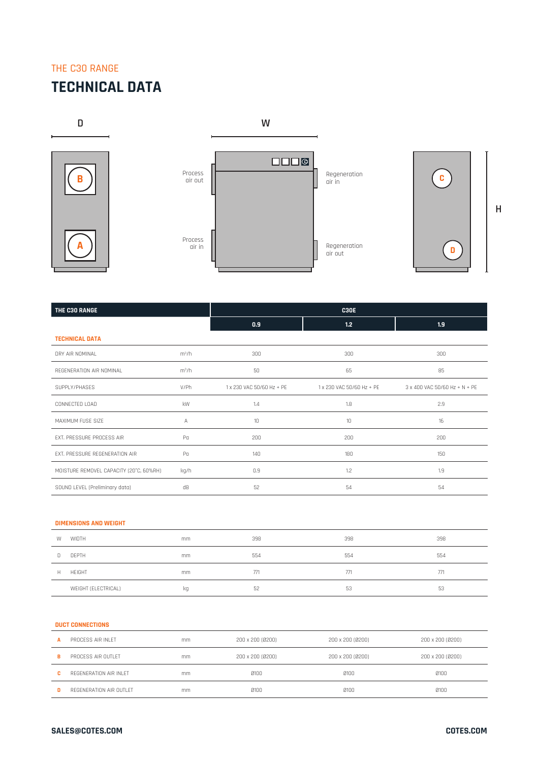THE C30 RANGE

# TECHNICAL DATA

D

W

Process air out

Process air in

Regeneration air in

Regeneration air out

H

| THE C30 RANGE | | C30E | | |
|---|---|---|---|---|
| | | 0.9 | 1.2 | 1.9 |
| **TECHNICAL DATA** | | | | |
| DRY AIR NOMINAL | m³/h | 300 | 300 | 300 |
| REGENERATION AIR NOMINAL | m³/h | 50 | 65 | 85 |
| SUPPLY/PHASES | V/Ph | 1 x 230 VAC 50/60 Hz + PE | 1 x 230 VAC 50/60 Hz + PE | 3 x 400 VAC 50/60 Hz + N + PE |
| CONNECTED LOAD | kW | 1.4 | 1.8 | 2.9 |
| MAXIMUM FUSE SIZE | A | 10 | 10 | 16 |
| EXT. PRESSURE PROCESS AIR | Pa | 200 | 200 | 200 |
| EXT. PRESSURE REGENERATION AIR | Pa | 140 | 180 | 150 |
| MOISTURE REMOVEL CAPACITY (20°C, 60%RH) | kg/h | 0.9 | 1.2 | 1.9 |
| SOUND LEVEL (Preliminary data) | dB | 52 | 54 | 54 |

**DIMENSIONS AND WEIGHT**

| | | | | | |
|---|---|---|---|---|---|
| W | WIDTH | mm | 398 | 398 | 398 |
| D | DEPTH | mm | 554 | 554 | 554 |
| H | HEIGHT | mm | 771 | 771 | 771 |
| | WEIGHT (ELECTRICAL) | kg | 52 | 53 | 53 |

**DUCT CONNECTIONS**

| | | | | | |
|---|---|---|---|---|---|
| A | PROCESS AIR INLET | mm | 200 x 200 (Ø200) | 200 x 200 (Ø200) | 200 x 200 (Ø200) |
| B | PROCESS AIR OUTLET | mm | 200 x 200 (Ø200) | 200 x 200 (Ø200) | 200 x 200 (Ø200) |
| C | REGENERATION AIR INLET | mm | Ø100 | Ø100 | Ø100 |
| D | REGENERATION AIR OUTLET | mm | Ø100 | Ø100 | Ø100 |

**SALES@COTES.COM** **COTES.COM**